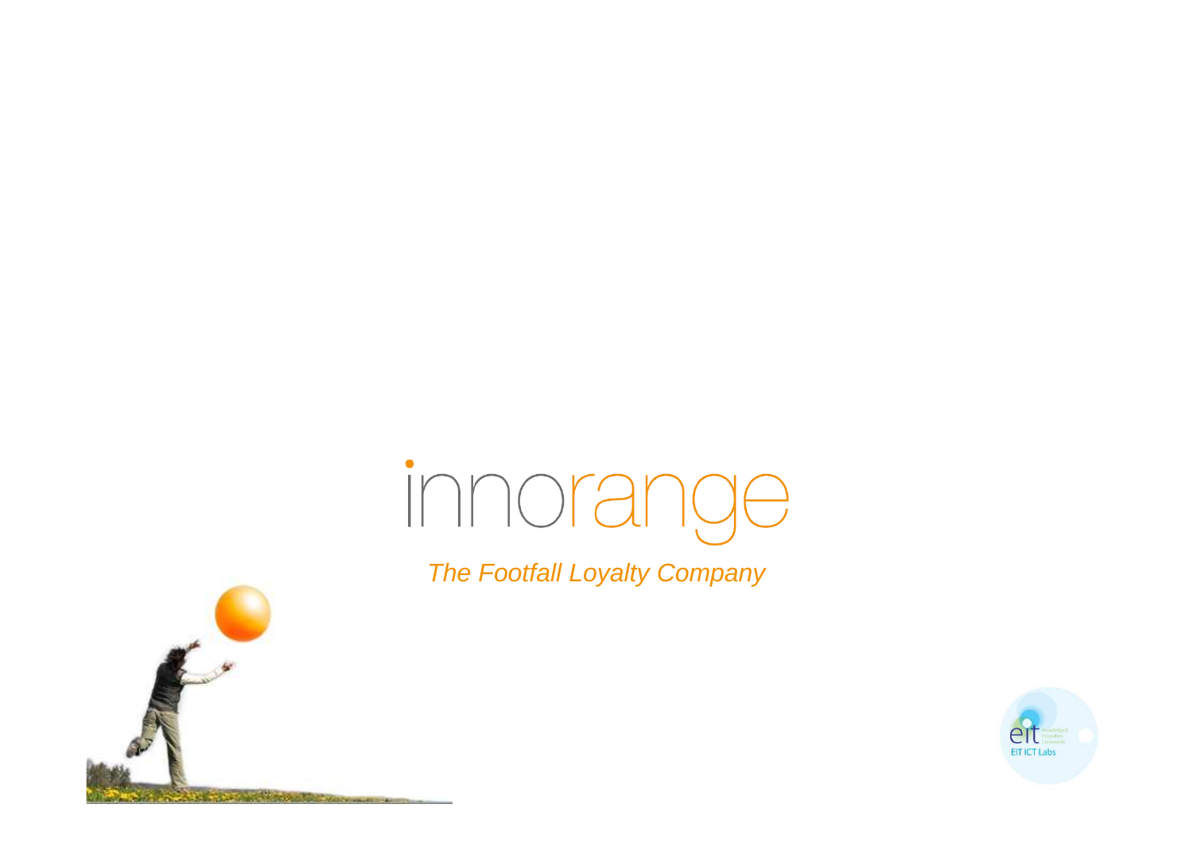# innorange

*The Footfall Loyalty Company*

EIT ICT Labs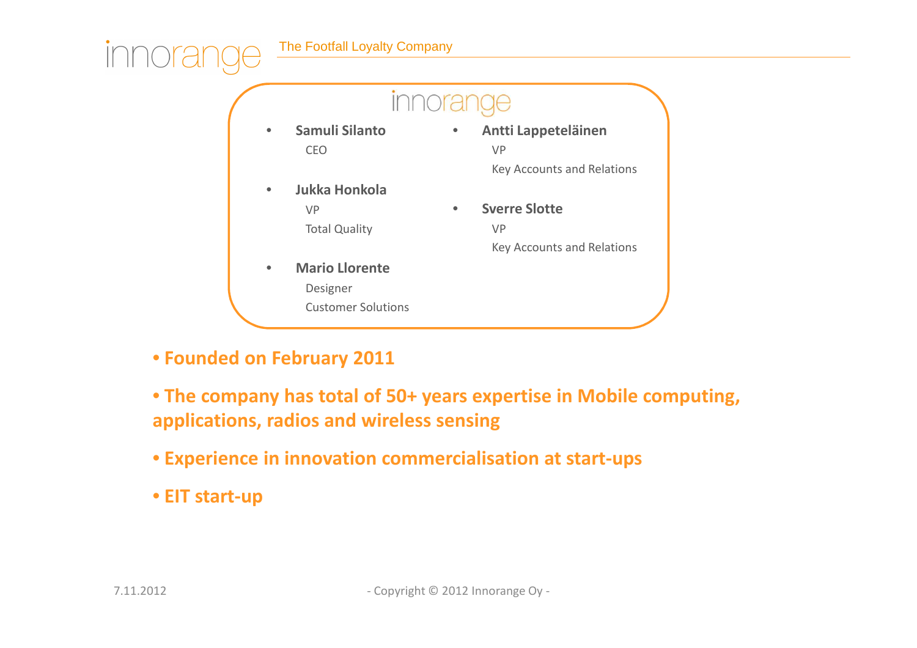- **Samuli Silanto**
  CEO
- **Jukka Honkola**
  VP
  Total Quality
- **Mario Llorente**
  Designer
  Customer Solutions
- **Antti Lappeteläinen**
  VP
  Key Accounts and Relations
- **Sverre Slotte**
  VP
  Key Accounts and Relations

- **Founded on February 2011**
- **The company has total of 50+ years expertise in Mobile computing, applications, radios and wireless sensing**
- **Experience in innovation commercialisation at start-ups**
- **EIT start-up**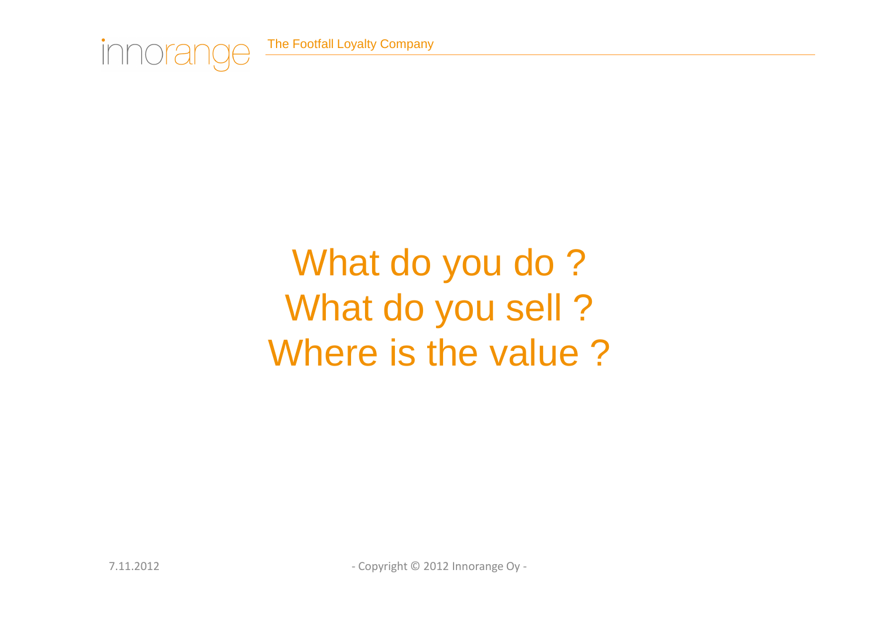What do you do ?
What do you sell ?
Where is the value ?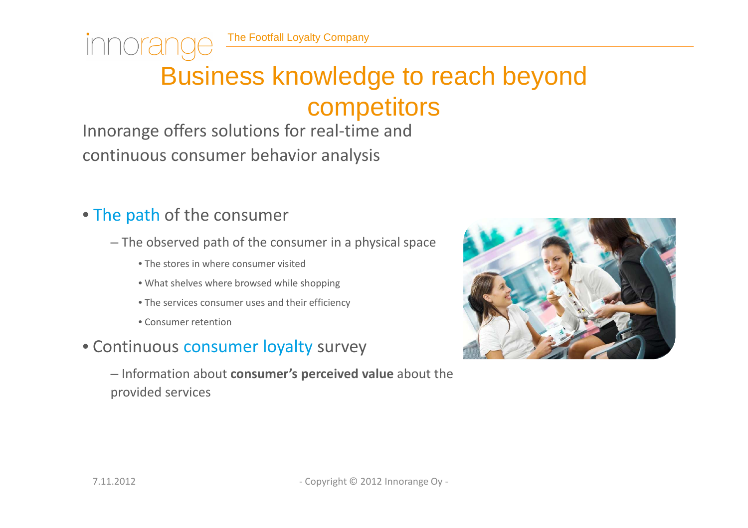# Business knowledge to reach beyond competitors

Innorange offers solutions for real-time and continuous consumer behavior analysis

- The path of the consumer
  - The observed path of the consumer in a physical space
    - The stores in where consumer visited
    - What shelves where browsed while shopping
    - The services consumer uses and their efficiency
    - Consumer retention
- Continuous consumer loyalty survey
  - Information about **consumer's perceived value** about the provided services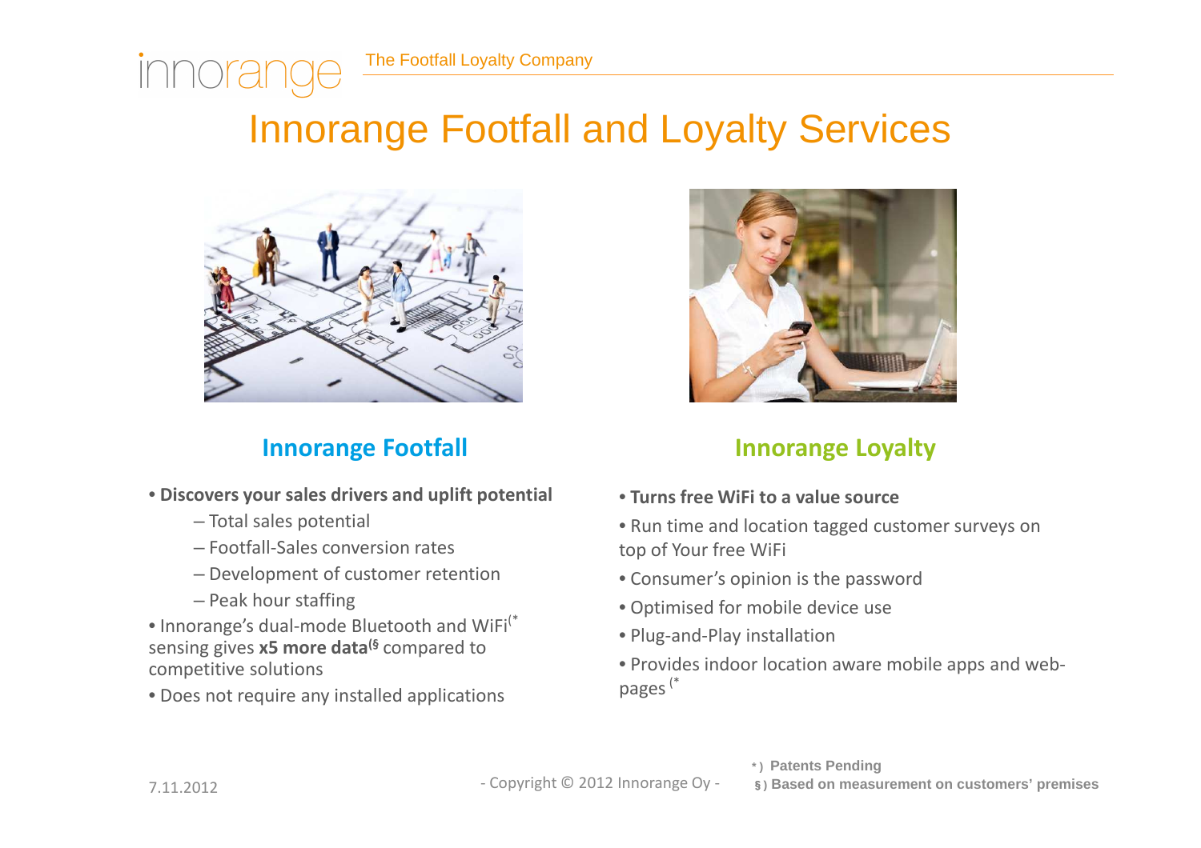# Innorange Footfall and Loyalty Services

## Innorange Footfall

- **Discovers your sales drivers and uplift potential**
  - Total sales potential
  - Footfall-Sales conversion rates
  - Development of customer retention
  - Peak hour staffing
- Innorange's dual-mode Bluetooth and WiFi(* sensing gives **x5 more data(§** compared to competitive solutions
- Does not require any installed applications

## Innorange Loyalty

- **Turns free WiFi to a value source**
- Run time and location tagged customer surveys on top of Your free WiFi
- Consumer's opinion is the password
- Optimised for mobile device use
- Plug-and-Play installation
- Provides indoor location aware mobile apps and web-pages (*

*) **Patents Pending**

§) **Based on measurement on customers' premises**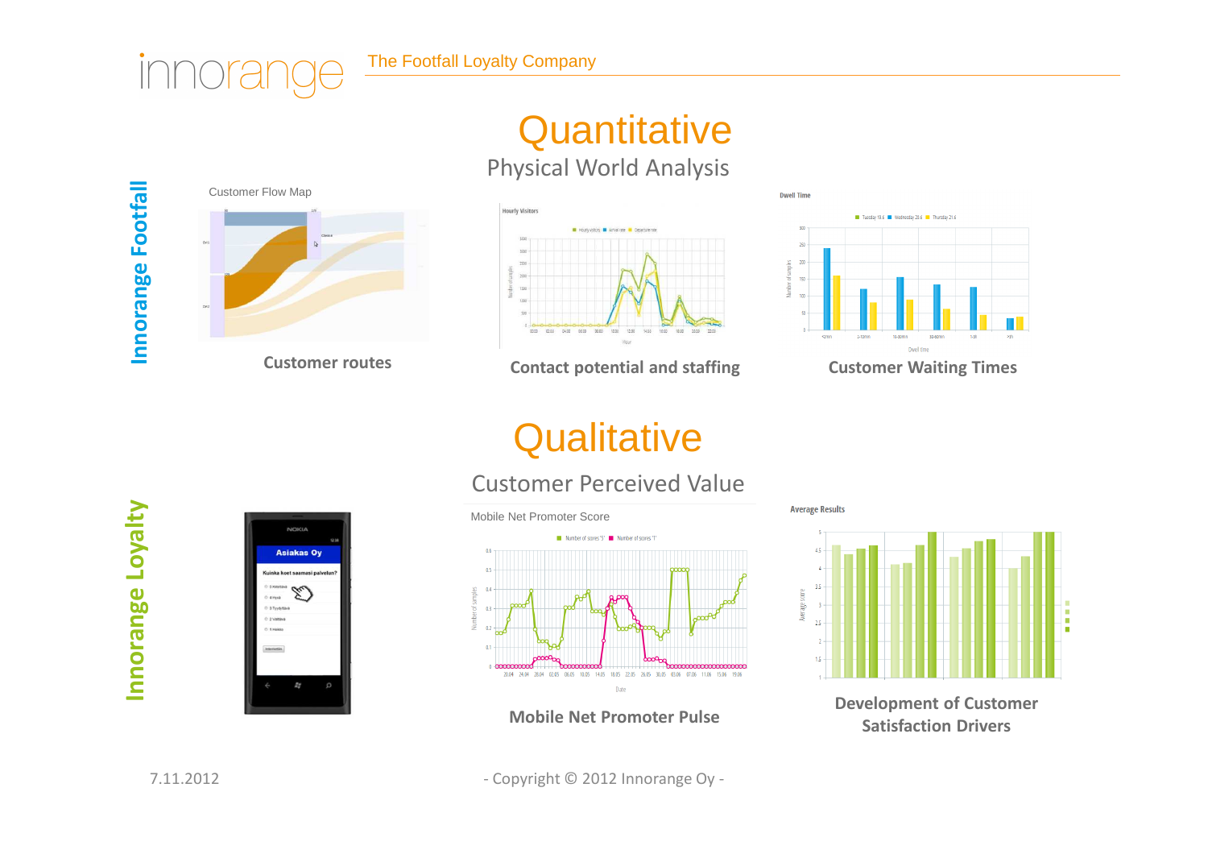innorange The Footfall Loyalty Company

# Quantitative

## Physical World Analysis

**Innorange Footfall**

Customer Flow Map

**Customer routes**

**Contact potential and staffing**

**Customer Waiting Times**

# Qualitative

## Customer Perceived Value

**Innorange Loyalty**

Mobile Net Promoter Score

**Mobile Net Promoter Pulse**

**Development of Customer Satisfaction Drivers**

7.11.2012

- Copyright © 2012 Innorange Oy -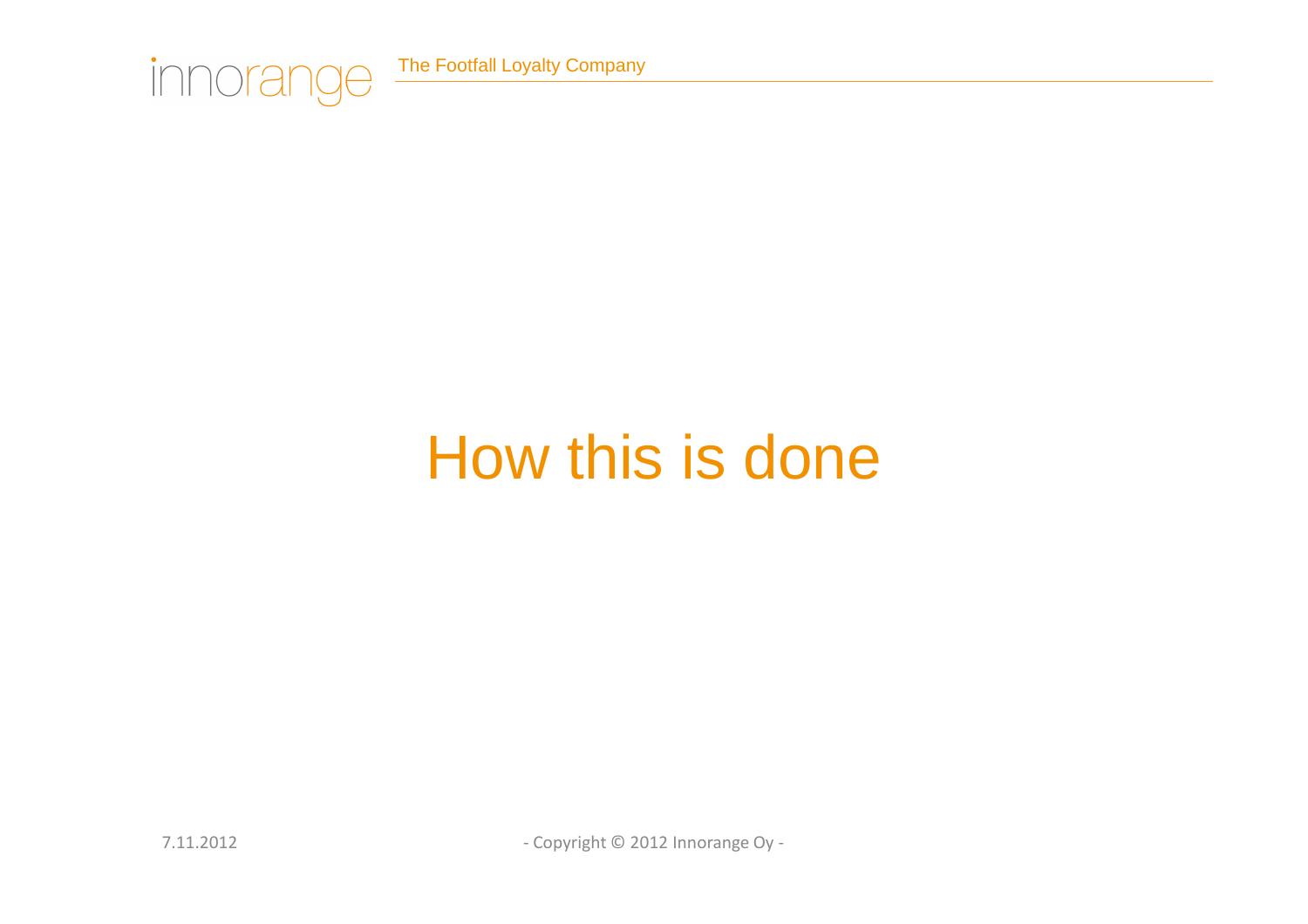# How this is done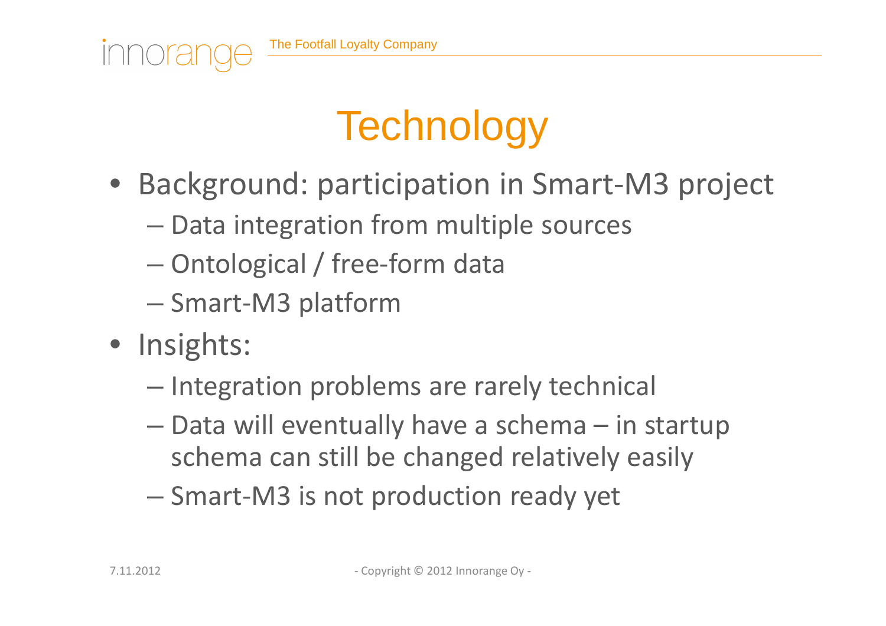# Technology

- Background: participation in Smart-M3 project
  - Data integration from multiple sources
  - Ontological / free-form data
  - Smart-M3 platform
- Insights:
  - Integration problems are rarely technical
  - Data will eventually have a schema – in startup schema can still be changed relatively easily
  - Smart-M3 is not production ready yet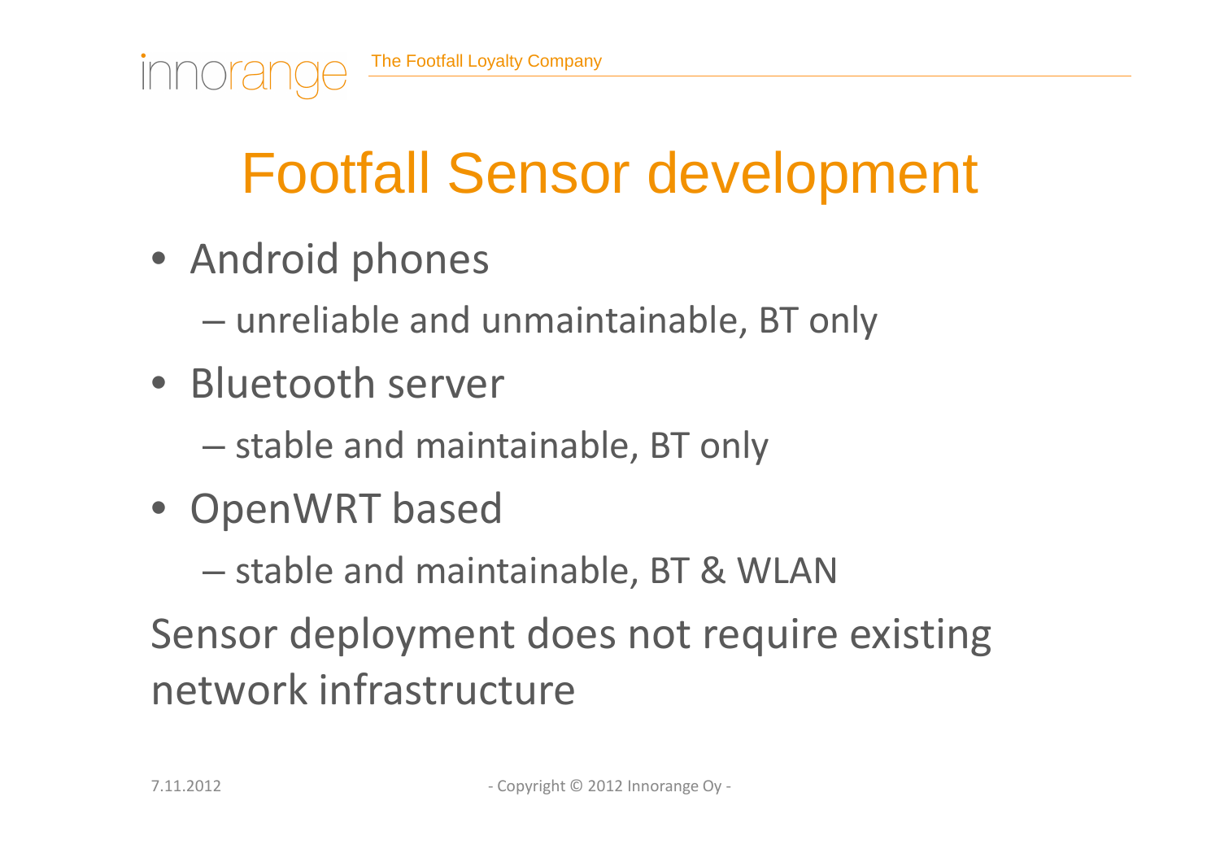# Footfall Sensor development

- Android phones
  - unreliable and unmaintainable, BT only
- Bluetooth server
  - stable and maintainable, BT only
- OpenWRT based
  - stable and maintainable, BT & WLAN

Sensor deployment does not require existing network infrastructure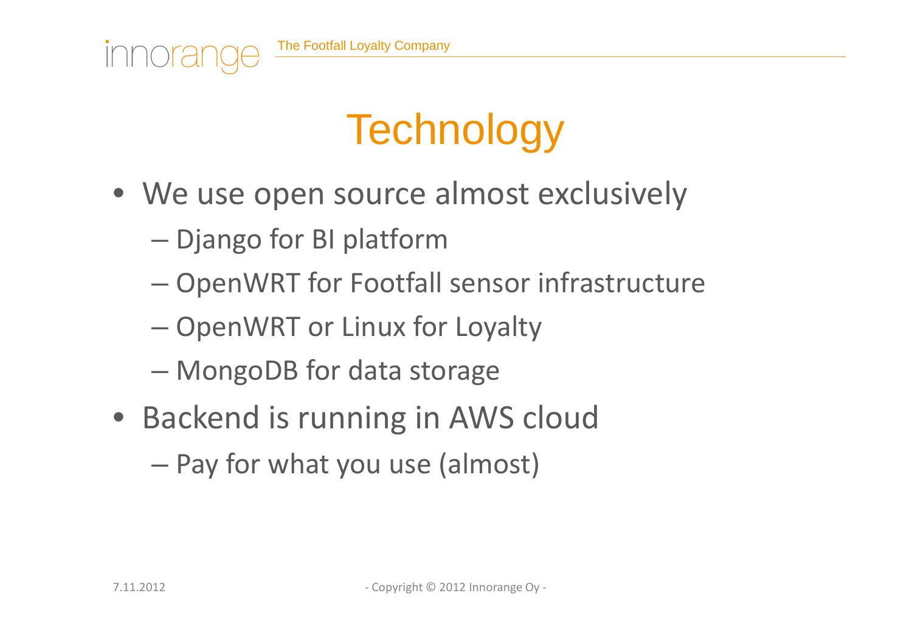# Technology

- We use open source almost exclusively
  - Django for BI platform
  - OpenWRT for Footfall sensor infrastructure
  - OpenWRT or Linux for Loyalty
  - MongoDB for data storage
- Backend is running in AWS cloud
  - Pay for what you use (almost)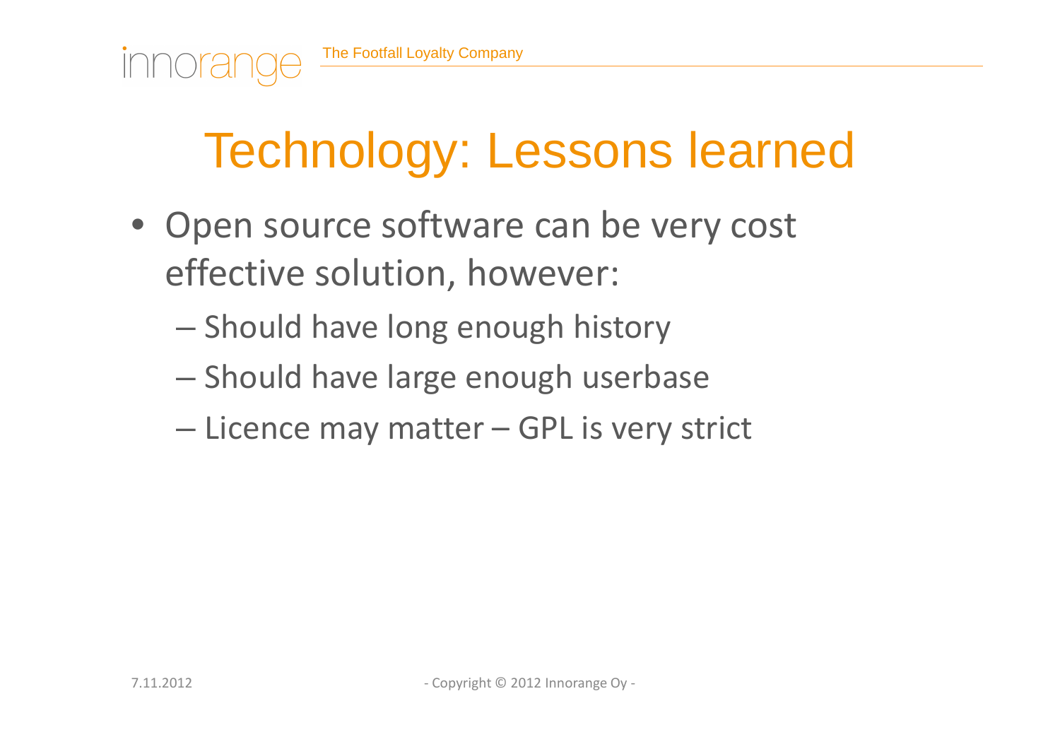# Technology: Lessons learned

- Open source software can be very cost effective solution, however:
  - Should have long enough history
  - Should have large enough userbase
  - Licence may matter – GPL is very strict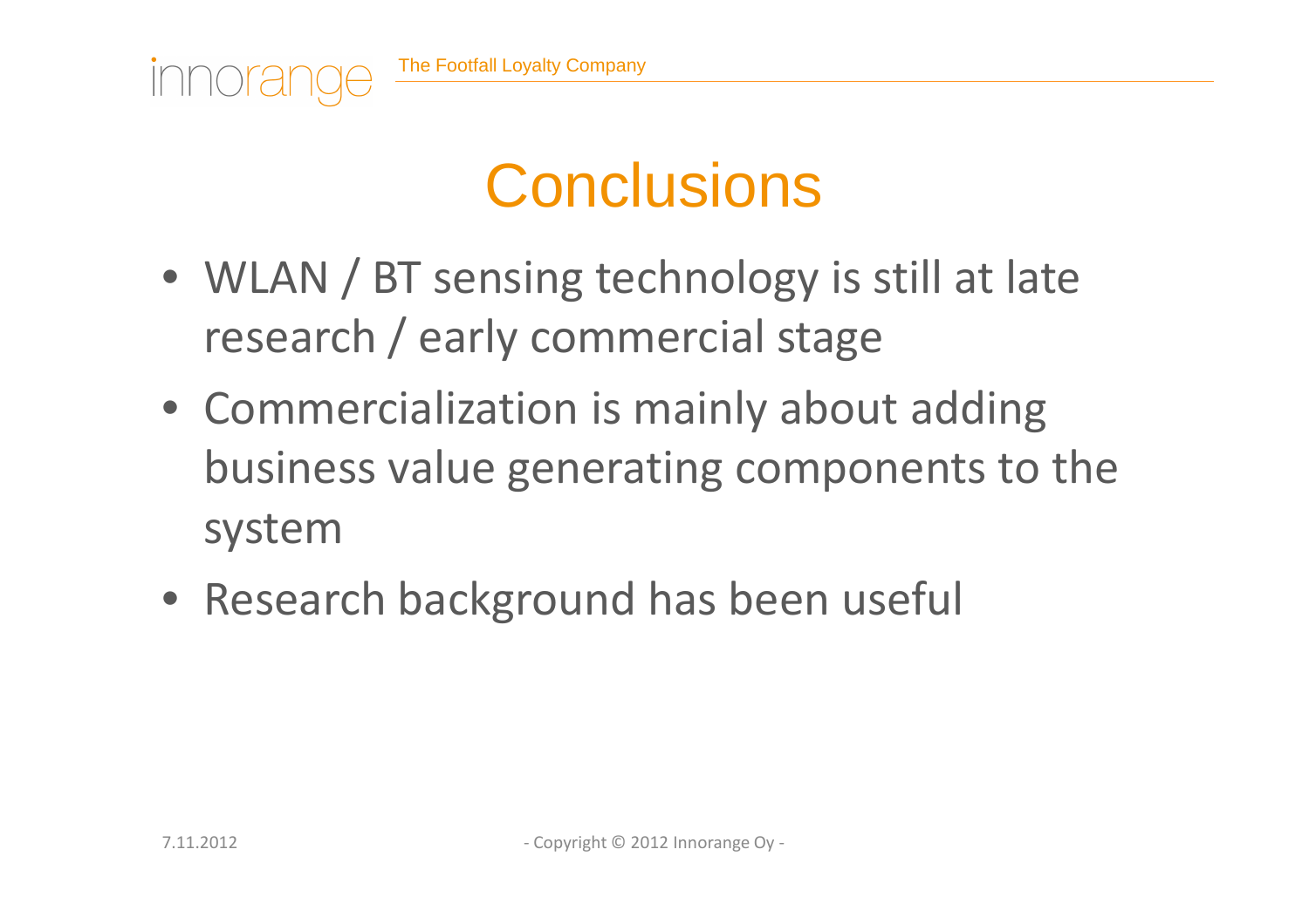# Conclusions

- WLAN / BT sensing technology is still at late research / early commercial stage
- Commercialization is mainly about adding business value generating components to the system
- Research background has been useful